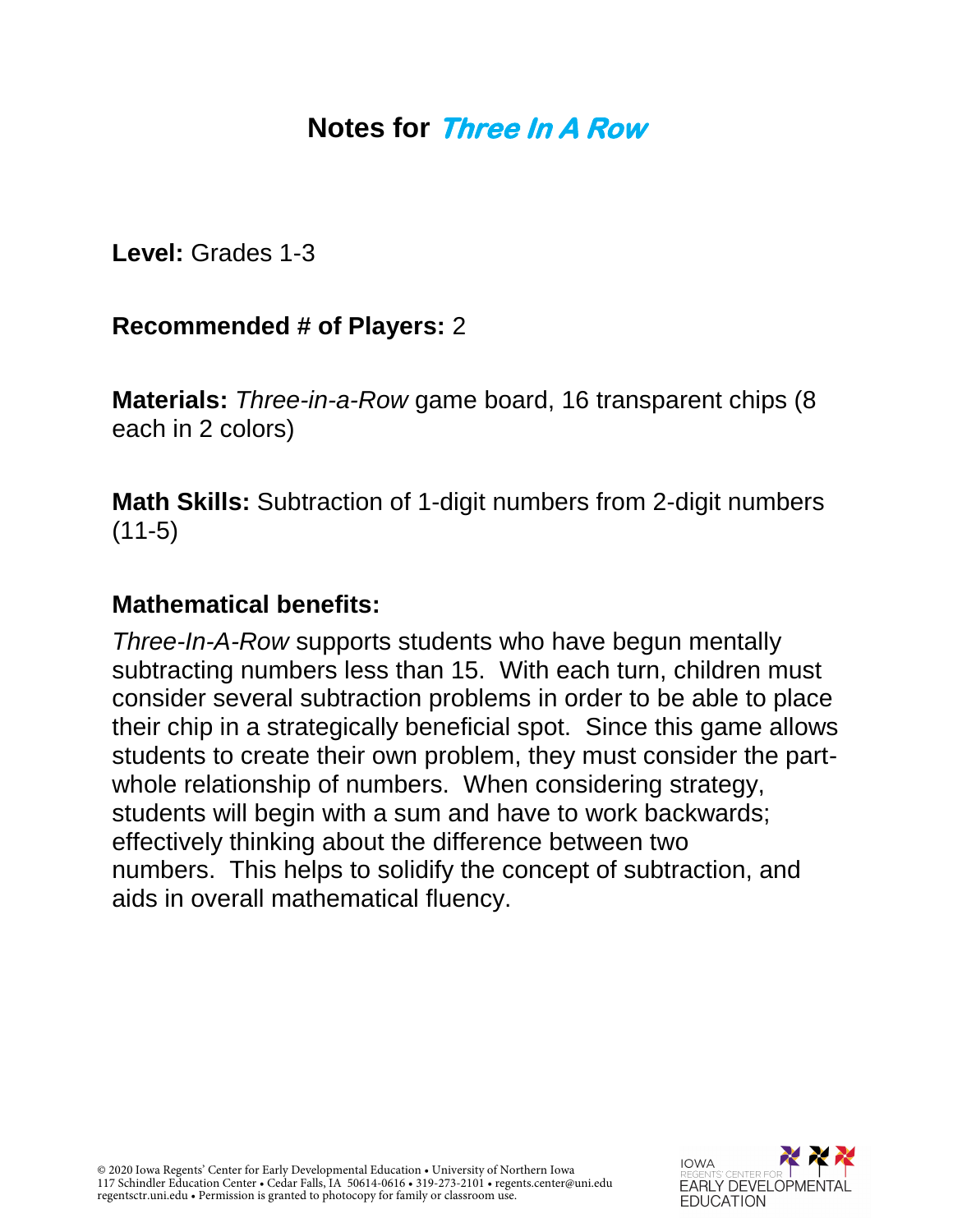# Notes for *Three In A Row*

**Level:** Grades 1-3

**Recommended # of Players:** 2

**Materials:** *Three-in-a-Row* game board, 16 transparent chips (8 each in 2 colors)

**Math Skills:** Subtraction of 1-digit numbers from 2-digit numbers (11-5)

## Mathematical benefits:

*Three-In-A-Row* supports students who have begun mentally subtracting numbers less than 15. With each turn, children must consider several subtraction problems in order to be able to place their chip in a strategically beneficial spot. Since this game allows students to create their own problem, they must consider the part-whole relationship of numbers. When considering strategy, students will begin with a sum and have to work backwards; effectively thinking about the difference between two numbers. This helps to solidify the concept of subtraction, and aids in overall mathematical fluency.

© 2020 Iowa Regents' Center for Early Developmental Education • University of Northern Iowa
117 Schindler Education Center • Cedar Falls, IA 50614-0616 • 319-273-2101 • regents.center@uni.edu
regentsctr.uni.edu • Permission is granted to photocopy for family or classroom use.

IOWA REGENTS' CENTER FOR EARLY DEVELOPMENTAL EDUCATION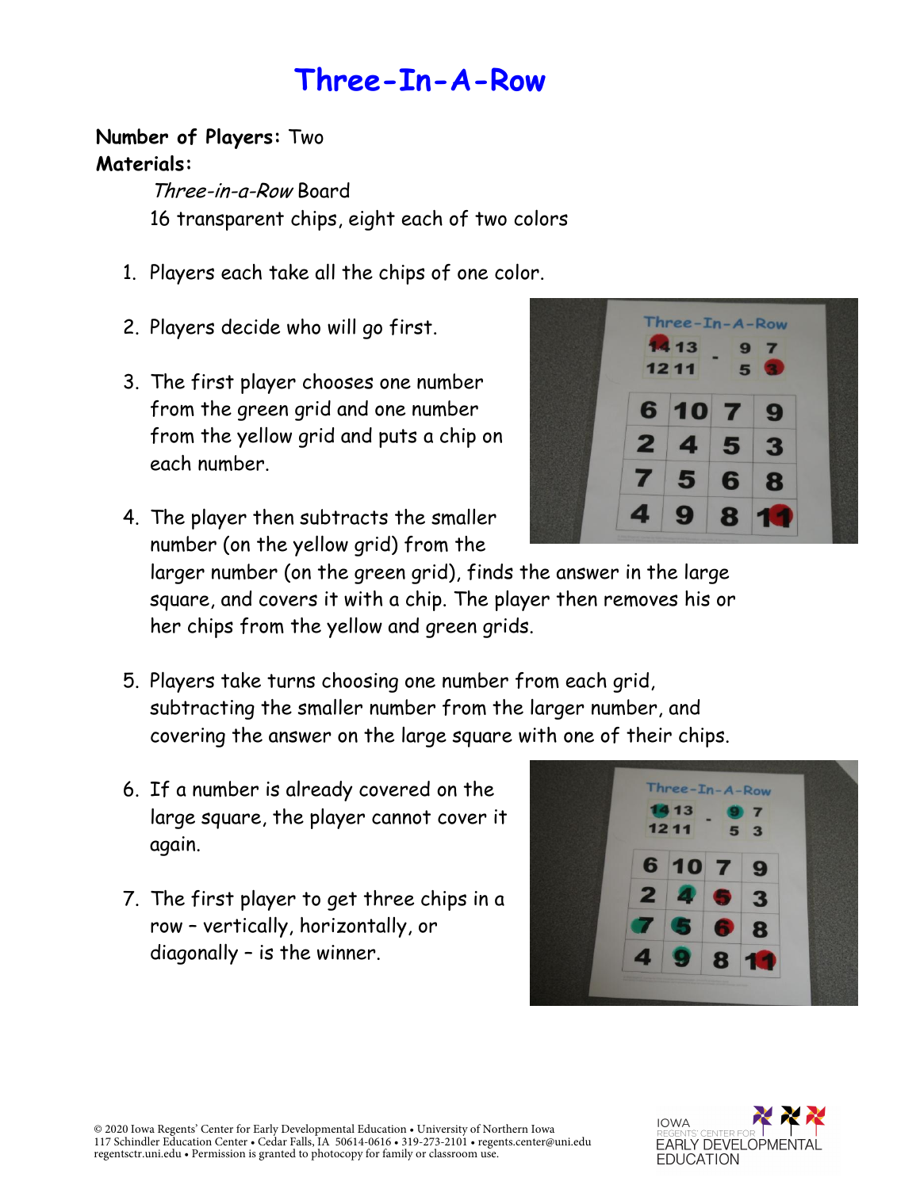# Three-In-A-Row

**Number of Players:** Two

**Materials:**

*Three-in-a-Row* Board

16 transparent chips, eight each of two colors

1. Players each take all the chips of one color.
2. Players decide who will go first.
3. The first player chooses one number from the green grid and one number from the yellow grid and puts a chip on each number.
4. The player then subtracts the smaller number (on the yellow grid) from the larger number (on the green grid), finds the answer in the large square, and covers it with a chip. The player then removes his or her chips from the yellow and green grids.
5. Players take turns choosing one number from each grid, subtracting the smaller number from the larger number, and covering the answer on the large square with one of their chips.
6. If a number is already covered on the large square, the player cannot cover it again.
7. The first player to get three chips in a row – vertically, horizontally, or diagonally – is the winner.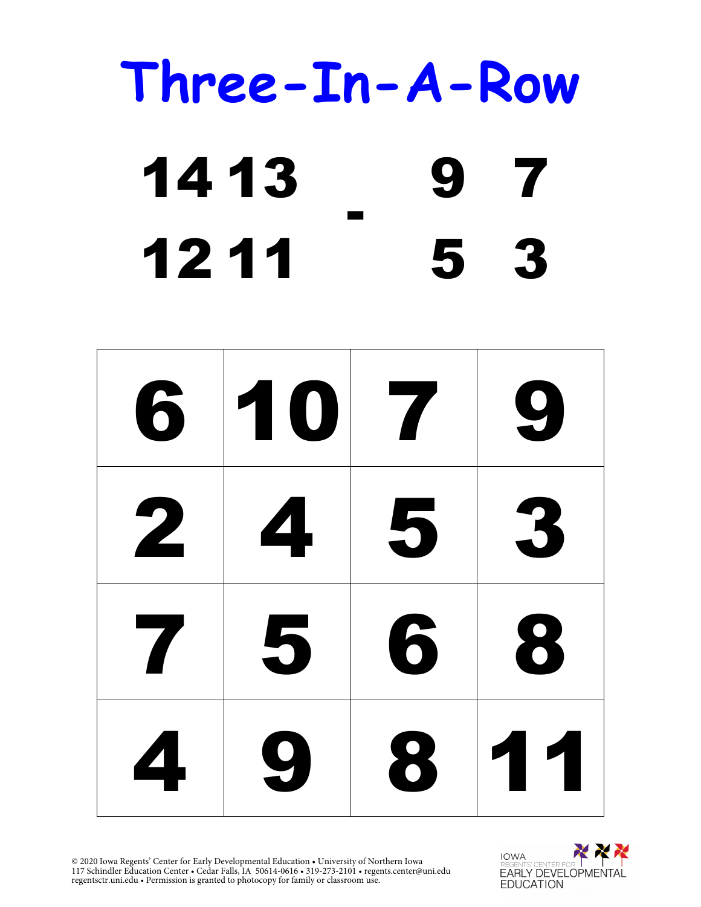# Three-In-A-Row

| | | | | |
|---|---|---|---|---|
| 14 | 13 | | 9 | 7 |
| | | - | | |
| 12 | 11 | | 5 | 3 |

| | | | |
|---|---|---|---|
| 6 | 10 | 7 | 9 |
| 2 | 4 | 5 | 3 |
| 7 | 5 | 6 | 8 |
| 4 | 9 | 8 | 11 |

© 2020 Iowa Regents' Center for Early Developmental Education • University of Northern Iowa
117 Schindler Education Center • Cedar Falls, IA 50614-0616 • 319-273-2101 • regents.center@uni.edu
regentsctr.uni.edu • Permission is granted to photocopy for family or classroom use.

IOWA REGENTS' CENTER FOR EARLY DEVELOPMENTAL EDUCATION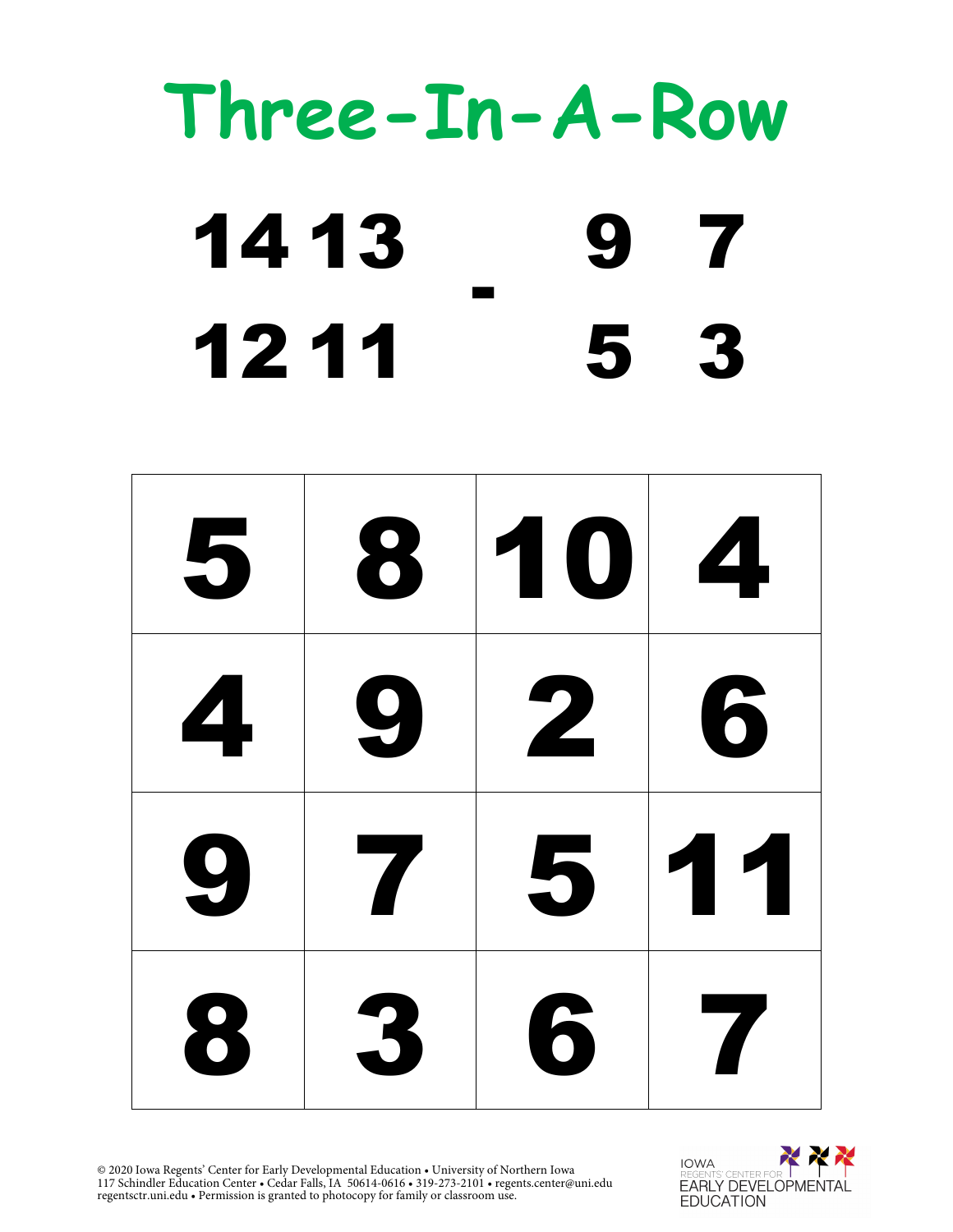# Three-In-A-Row

14 13 9 7

-

12 11 5 3

| | | | |
|---|---|---|---|
| 5 | 8 | 10 | 4 |
| 4 | 9 | 2 | 6 |
| 9 | 7 | 5 | 11 |
| 8 | 3 | 6 | 7 |

© 2020 Iowa Regents' Center for Early Developmental Education • University of Northern Iowa
117 Schindler Education Center • Cedar Falls, IA 50614-0616 • 319-273-2101 • regents.center@uni.edu
regentsctr.uni.edu • Permission is granted to photocopy for family or classroom use.

IOWA REGENTS' CENTER FOR EARLY DEVELOPMENTAL EDUCATION